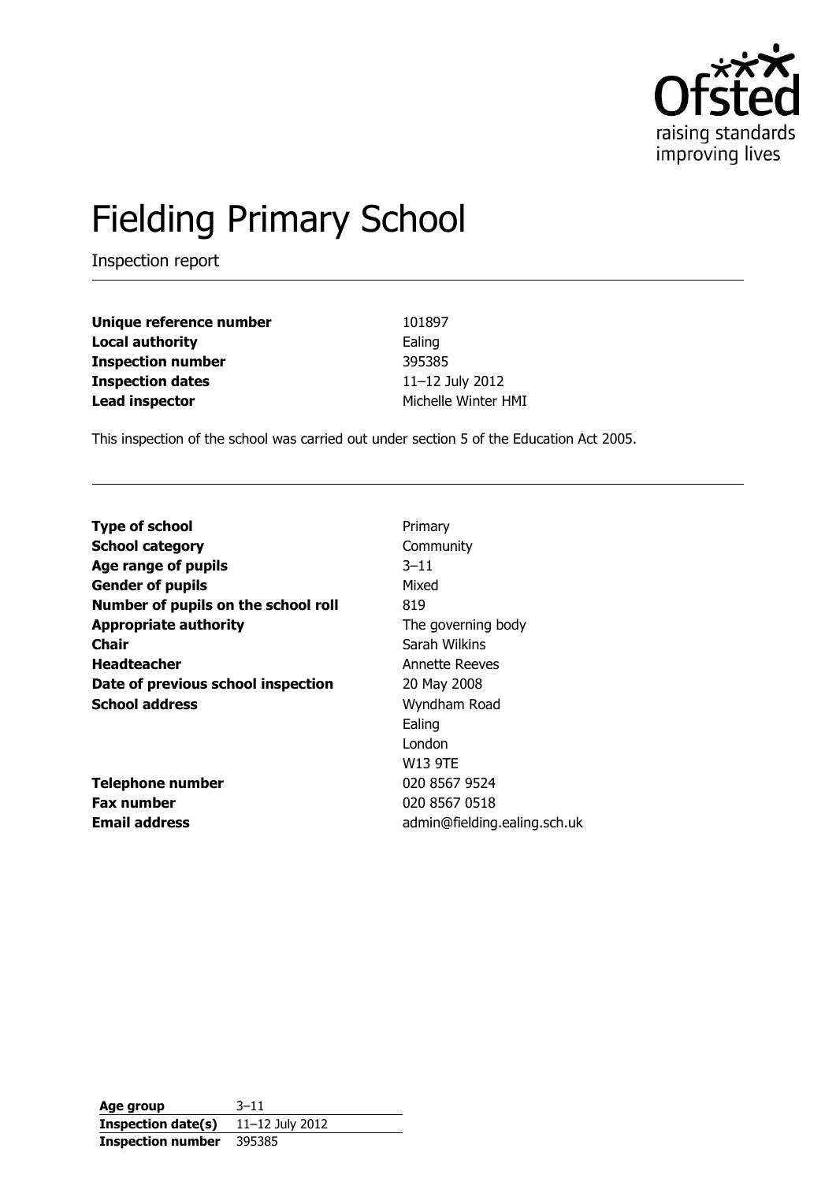# Fielding Primary School

Inspection report

| | |
|---|---|
| **Unique reference number** | 101897 |
| **Local authority** | Ealing |
| **Inspection number** | 395385 |
| **Inspection dates** | 11–12 July 2012 |
| **Lead inspector** | Michelle Winter HMI |

This inspection of the school was carried out under section 5 of the Education Act 2005.

| | |
|---|---|
| **Type of school** | Primary |
| **School category** | Community |
| **Age range of pupils** | 3–11 |
| **Gender of pupils** | Mixed |
| **Number of pupils on the school roll** | 819 |
| **Appropriate authority** | The governing body |
| **Chair** | Sarah Wilkins |
| **Headteacher** | Annette Reeves |
| **Date of previous school inspection** | 20 May 2008 |
| **School address** | Wyndham Road<br>Ealing<br>London<br>W13 9TE |
| **Telephone number** | 020 8567 9524 |
| **Fax number** | 020 8567 0518 |
| **Email address** | admin@fielding.ealing.sch.uk |

| | |
|---|---|
| **Age group** | 3–11 |
| **Inspection date(s)** | 11–12 July 2012 |
| **Inspection number** | 395385 |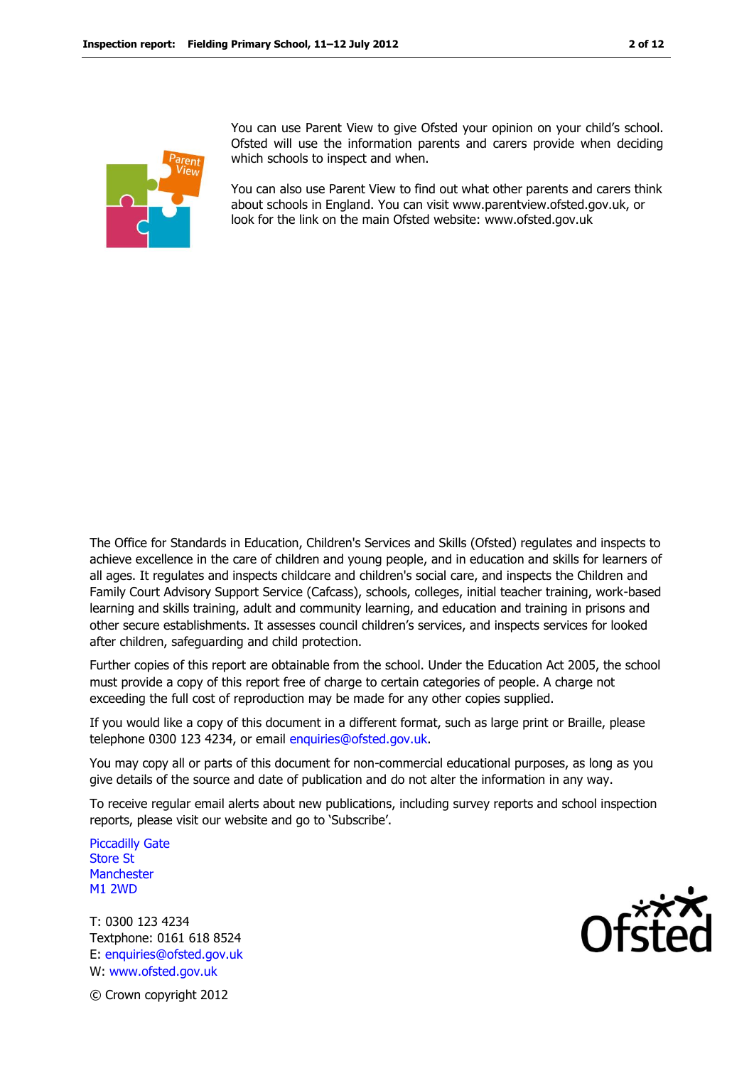You can use Parent View to give Ofsted your opinion on your child's school. Ofsted will use the information parents and carers provide when deciding which schools to inspect and when.

You can also use Parent View to find out what other parents and carers think about schools in England. You can visit www.parentview.ofsted.gov.uk, or look for the link on the main Ofsted website: www.ofsted.gov.uk

The Office for Standards in Education, Children's Services and Skills (Ofsted) regulates and inspects to achieve excellence in the care of children and young people, and in education and skills for learners of all ages. It regulates and inspects childcare and children's social care, and inspects the Children and Family Court Advisory Support Service (Cafcass), schools, colleges, initial teacher training, work-based learning and skills training, adult and community learning, and education and training in prisons and other secure establishments. It assesses council children's services, and inspects services for looked after children, safeguarding and child protection.

Further copies of this report are obtainable from the school. Under the Education Act 2005, the school must provide a copy of this report free of charge to certain categories of people. A charge not exceeding the full cost of reproduction may be made for any other copies supplied.

If you would like a copy of this document in a different format, such as large print or Braille, please telephone 0300 123 4234, or email enquiries@ofsted.gov.uk.

You may copy all or parts of this document for non-commercial educational purposes, as long as you give details of the source and date of publication and do not alter the information in any way.

To receive regular email alerts about new publications, including survey reports and school inspection reports, please visit our website and go to 'Subscribe'.

Piccadilly Gate
Store St
Manchester
M1 2WD

T: 0300 123 4234
Textphone: 0161 618 8524
E: enquiries@ofsted.gov.uk
W: www.ofsted.gov.uk

© Crown copyright 2012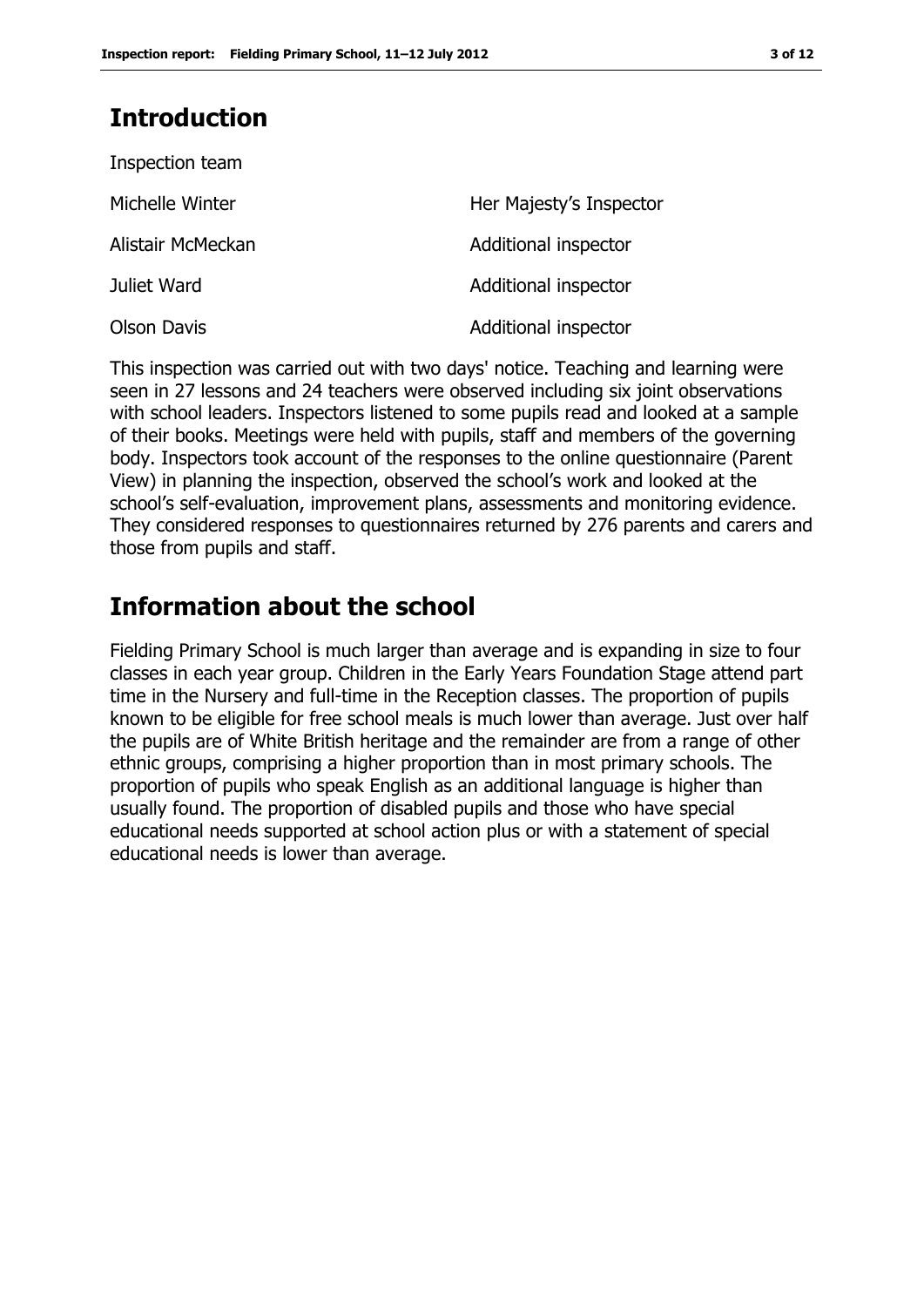## Introduction

Inspection team

| | |
|---|---|
| Michelle Winter | Her Majesty's Inspector |
| Alistair McMeckan | Additional inspector |
| Juliet Ward | Additional inspector |
| Olson Davis | Additional inspector |

This inspection was carried out with two days' notice. Teaching and learning were seen in 27 lessons and 24 teachers were observed including six joint observations with school leaders. Inspectors listened to some pupils read and looked at a sample of their books. Meetings were held with pupils, staff and members of the governing body. Inspectors took account of the responses to the online questionnaire (Parent View) in planning the inspection, observed the school's work and looked at the school's self-evaluation, improvement plans, assessments and monitoring evidence. They considered responses to questionnaires returned by 276 parents and carers and those from pupils and staff.

## Information about the school

Fielding Primary School is much larger than average and is expanding in size to four classes in each year group. Children in the Early Years Foundation Stage attend part time in the Nursery and full-time in the Reception classes. The proportion of pupils known to be eligible for free school meals is much lower than average. Just over half the pupils are of White British heritage and the remainder are from a range of other ethnic groups, comprising a higher proportion than in most primary schools. The proportion of pupils who speak English as an additional language is higher than usually found. The proportion of disabled pupils and those who have special educational needs supported at school action plus or with a statement of special educational needs is lower than average.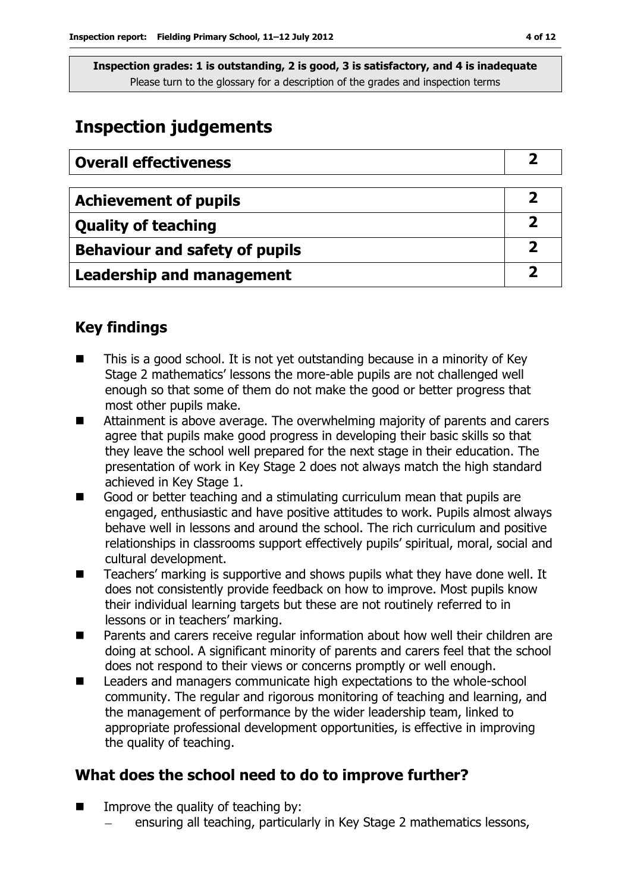**Inspection grades: 1 is outstanding, 2 is good, 3 is satisfactory, and 4 is inadequate**
Please turn to the glossary for a description of the grades and inspection terms

# Inspection judgements

| **Overall effectiveness** | **2** |
|---|---|
| **Achievement of pupils** | **2** |
| **Quality of teaching** | **2** |
| **Behaviour and safety of pupils** | **2** |
| **Leadership and management** | **2** |

## Key findings

- This is a good school. It is not yet outstanding because in a minority of Key Stage 2 mathematics' lessons the more-able pupils are not challenged well enough so that some of them do not make the good or better progress that most other pupils make.
- Attainment is above average. The overwhelming majority of parents and carers agree that pupils make good progress in developing their basic skills so that they leave the school well prepared for the next stage in their education. The presentation of work in Key Stage 2 does not always match the high standard achieved in Key Stage 1.
- Good or better teaching and a stimulating curriculum mean that pupils are engaged, enthusiastic and have positive attitudes to work. Pupils almost always behave well in lessons and around the school. The rich curriculum and positive relationships in classrooms support effectively pupils' spiritual, moral, social and cultural development.
- Teachers' marking is supportive and shows pupils what they have done well. It does not consistently provide feedback on how to improve. Most pupils know their individual learning targets but these are not routinely referred to in lessons or in teachers' marking.
- Parents and carers receive regular information about how well their children are doing at school. A significant minority of parents and carers feel that the school does not respond to their views or concerns promptly or well enough.
- Leaders and managers communicate high expectations to the whole-school community. The regular and rigorous monitoring of teaching and learning, and the management of performance by the wider leadership team, linked to appropriate professional development opportunities, is effective in improving the quality of teaching.

## What does the school need to do to improve further?

- Improve the quality of teaching by:
  - ensuring all teaching, particularly in Key Stage 2 mathematics lessons,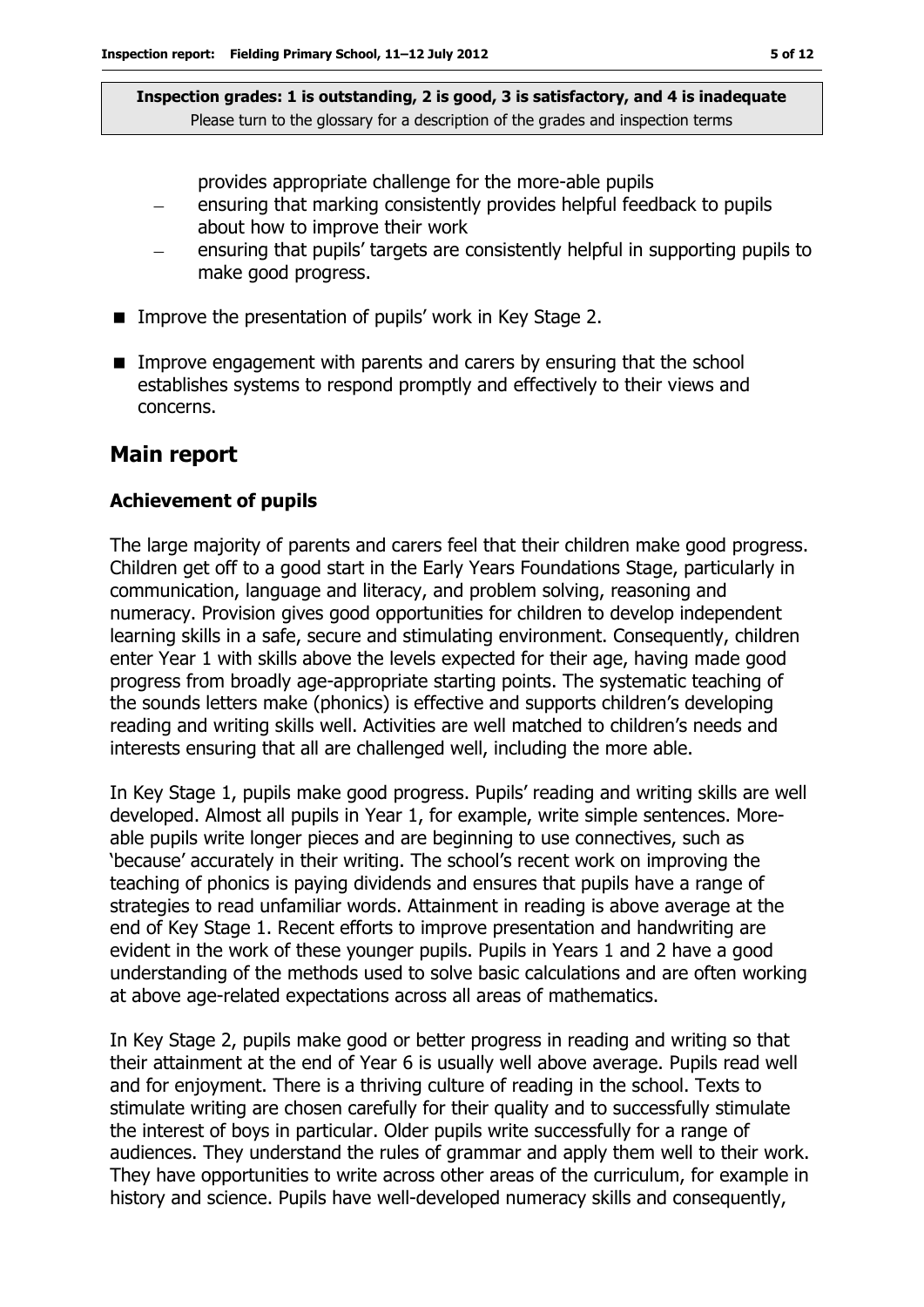Inspection grades: 1 is outstanding, 2 is good, 3 is satisfactory, and 4 is inadequate
Please turn to the glossary for a description of the grades and inspection terms

provides appropriate challenge for the more-able pupils

- ensuring that marking consistently provides helpful feedback to pupils about how to improve their work
- ensuring that pupils' targets are consistently helpful in supporting pupils to make good progress.

- Improve the presentation of pupils' work in Key Stage 2.
- Improve engagement with parents and carers by ensuring that the school establishes systems to respond promptly and effectively to their views and concerns.

## Main report

### Achievement of pupils

The large majority of parents and carers feel that their children make good progress. Children get off to a good start in the Early Years Foundations Stage, particularly in communication, language and literacy, and problem solving, reasoning and numeracy. Provision gives good opportunities for children to develop independent learning skills in a safe, secure and stimulating environment. Consequently, children enter Year 1 with skills above the levels expected for their age, having made good progress from broadly age-appropriate starting points. The systematic teaching of the sounds letters make (phonics) is effective and supports children's developing reading and writing skills well. Activities are well matched to children's needs and interests ensuring that all are challenged well, including the more able.

In Key Stage 1, pupils make good progress. Pupils' reading and writing skills are well developed. Almost all pupils in Year 1, for example, write simple sentences. More-able pupils write longer pieces and are beginning to use connectives, such as 'because' accurately in their writing. The school's recent work on improving the teaching of phonics is paying dividends and ensures that pupils have a range of strategies to read unfamiliar words. Attainment in reading is above average at the end of Key Stage 1. Recent efforts to improve presentation and handwriting are evident in the work of these younger pupils. Pupils in Years 1 and 2 have a good understanding of the methods used to solve basic calculations and are often working at above age-related expectations across all areas of mathematics.

In Key Stage 2, pupils make good or better progress in reading and writing so that their attainment at the end of Year 6 is usually well above average. Pupils read well and for enjoyment. There is a thriving culture of reading in the school. Texts to stimulate writing are chosen carefully for their quality and to successfully stimulate the interest of boys in particular. Older pupils write successfully for a range of audiences. They understand the rules of grammar and apply them well to their work. They have opportunities to write across other areas of the curriculum, for example in history and science. Pupils have well-developed numeracy skills and consequently,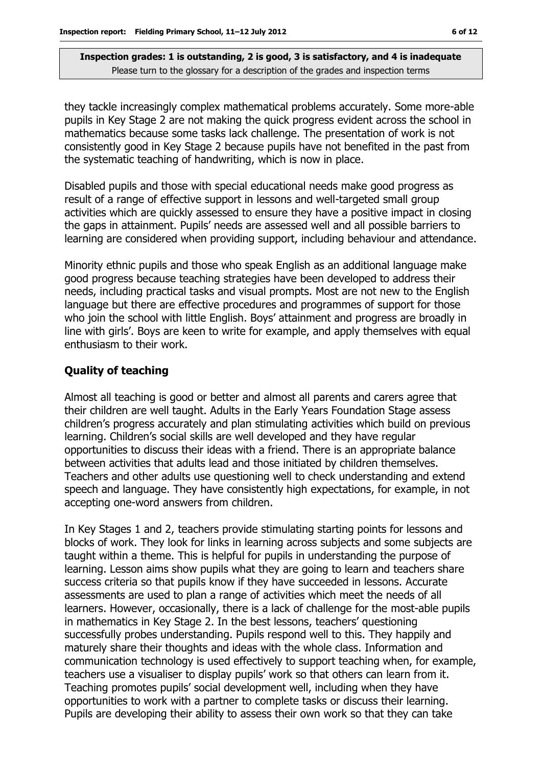**Inspection grades: 1 is outstanding, 2 is good, 3 is satisfactory, and 4 is inadequate**
Please turn to the glossary for a description of the grades and inspection terms

they tackle increasingly complex mathematical problems accurately. Some more-able pupils in Key Stage 2 are not making the quick progress evident across the school in mathematics because some tasks lack challenge. The presentation of work is not consistently good in Key Stage 2 because pupils have not benefited in the past from the systematic teaching of handwriting, which is now in place.

Disabled pupils and those with special educational needs make good progress as result of a range of effective support in lessons and well-targeted small group activities which are quickly assessed to ensure they have a positive impact in closing the gaps in attainment. Pupils' needs are assessed well and all possible barriers to learning are considered when providing support, including behaviour and attendance.

Minority ethnic pupils and those who speak English as an additional language make good progress because teaching strategies have been developed to address their needs, including practical tasks and visual prompts. Most are not new to the English language but there are effective procedures and programmes of support for those who join the school with little English. Boys' attainment and progress are broadly in line with girls'. Boys are keen to write for example, and apply themselves with equal enthusiasm to their work.

### Quality of teaching

Almost all teaching is good or better and almost all parents and carers agree that their children are well taught. Adults in the Early Years Foundation Stage assess children's progress accurately and plan stimulating activities which build on previous learning. Children's social skills are well developed and they have regular opportunities to discuss their ideas with a friend. There is an appropriate balance between activities that adults lead and those initiated by children themselves. Teachers and other adults use questioning well to check understanding and extend speech and language. They have consistently high expectations, for example, in not accepting one-word answers from children.

In Key Stages 1 and 2, teachers provide stimulating starting points for lessons and blocks of work. They look for links in learning across subjects and some subjects are taught within a theme. This is helpful for pupils in understanding the purpose of learning. Lesson aims show pupils what they are going to learn and teachers share success criteria so that pupils know if they have succeeded in lessons. Accurate assessments are used to plan a range of activities which meet the needs of all learners. However, occasionally, there is a lack of challenge for the most-able pupils in mathematics in Key Stage 2. In the best lessons, teachers' questioning successfully probes understanding. Pupils respond well to this. They happily and maturely share their thoughts and ideas with the whole class. Information and communication technology is used effectively to support teaching when, for example, teachers use a visualiser to display pupils' work so that others can learn from it. Teaching promotes pupils' social development well, including when they have opportunities to work with a partner to complete tasks or discuss their learning. Pupils are developing their ability to assess their own work so that they can take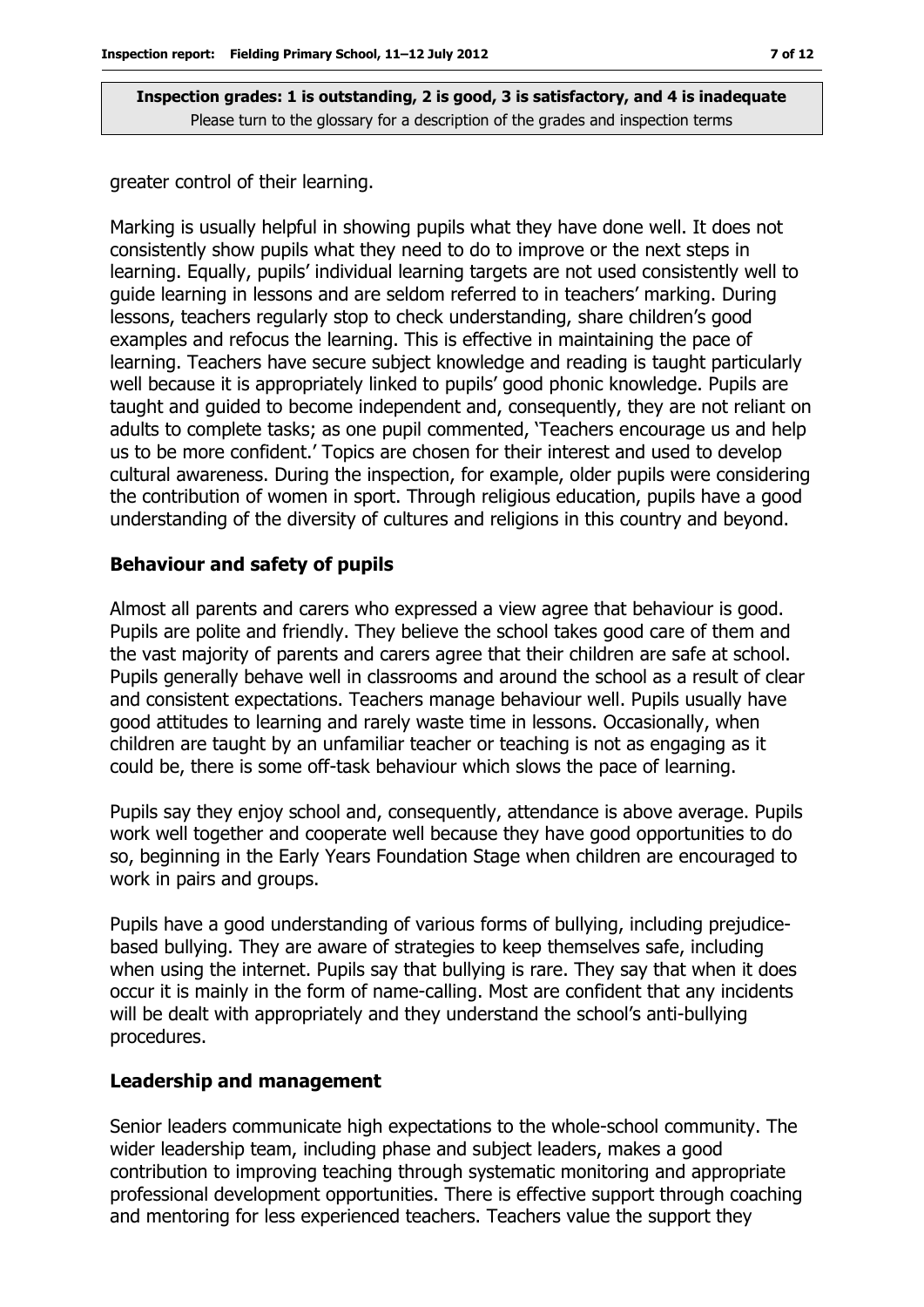greater control of their learning.

Marking is usually helpful in showing pupils what they have done well. It does not consistently show pupils what they need to do to improve or the next steps in learning. Equally, pupils' individual learning targets are not used consistently well to guide learning in lessons and are seldom referred to in teachers' marking. During lessons, teachers regularly stop to check understanding, share children's good examples and refocus the learning. This is effective in maintaining the pace of learning. Teachers have secure subject knowledge and reading is taught particularly well because it is appropriately linked to pupils' good phonic knowledge. Pupils are taught and guided to become independent and, consequently, they are not reliant on adults to complete tasks; as one pupil commented, 'Teachers encourage us and help us to be more confident.' Topics are chosen for their interest and used to develop cultural awareness. During the inspection, for example, older pupils were considering the contribution of women in sport. Through religious education, pupils have a good understanding of the diversity of cultures and religions in this country and beyond.

### Behaviour and safety of pupils

Almost all parents and carers who expressed a view agree that behaviour is good. Pupils are polite and friendly. They believe the school takes good care of them and the vast majority of parents and carers agree that their children are safe at school. Pupils generally behave well in classrooms and around the school as a result of clear and consistent expectations. Teachers manage behaviour well. Pupils usually have good attitudes to learning and rarely waste time in lessons. Occasionally, when children are taught by an unfamiliar teacher or teaching is not as engaging as it could be, there is some off-task behaviour which slows the pace of learning.

Pupils say they enjoy school and, consequently, attendance is above average. Pupils work well together and cooperate well because they have good opportunities to do so, beginning in the Early Years Foundation Stage when children are encouraged to work in pairs and groups.

Pupils have a good understanding of various forms of bullying, including prejudice-based bullying. They are aware of strategies to keep themselves safe, including when using the internet. Pupils say that bullying is rare. They say that when it does occur it is mainly in the form of name-calling. Most are confident that any incidents will be dealt with appropriately and they understand the school's anti-bullying procedures.

### Leadership and management

Senior leaders communicate high expectations to the whole-school community. The wider leadership team, including phase and subject leaders, makes a good contribution to improving teaching through systematic monitoring and appropriate professional development opportunities. There is effective support through coaching and mentoring for less experienced teachers. Teachers value the support they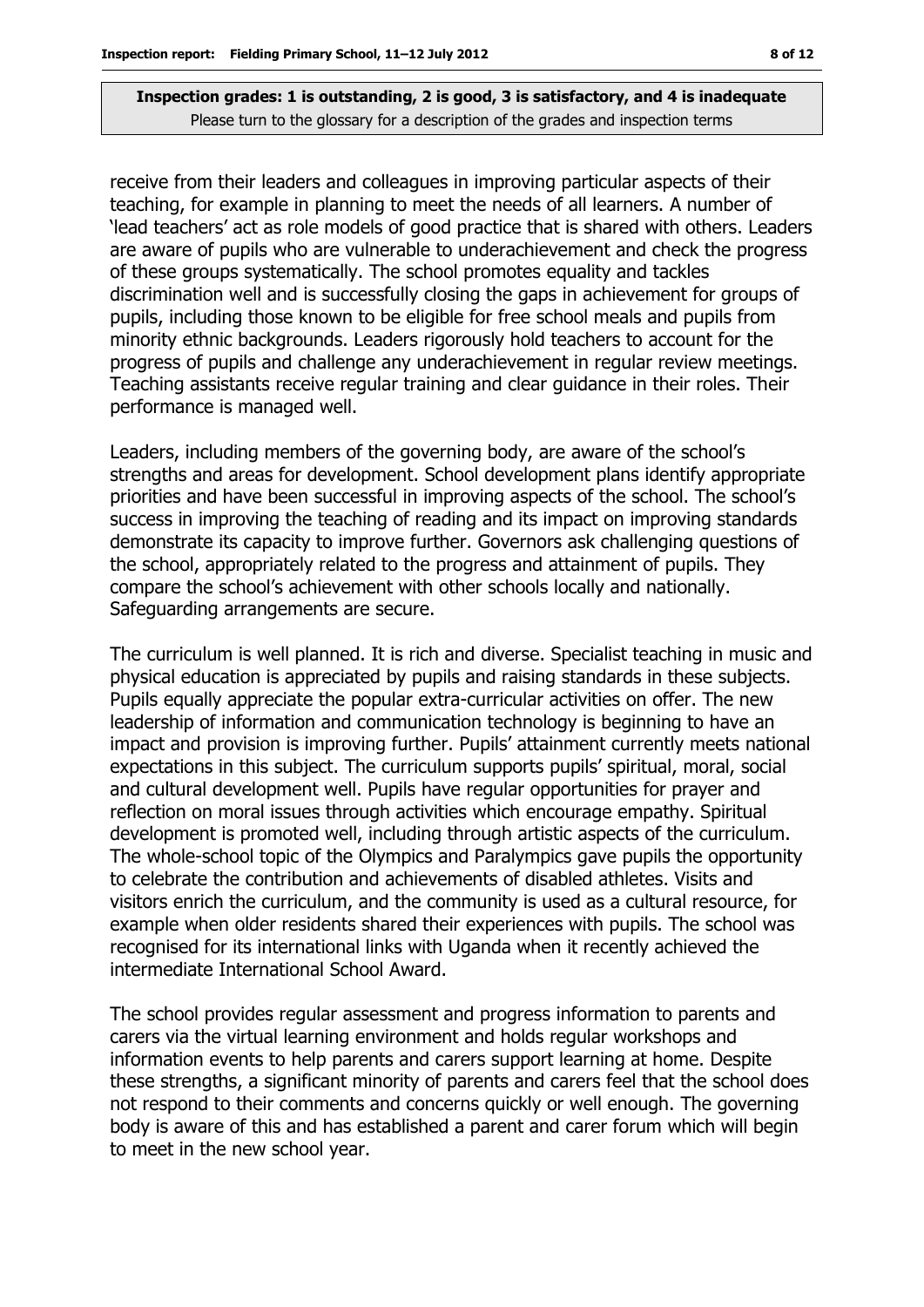**Inspection grades: 1 is outstanding, 2 is good, 3 is satisfactory, and 4 is inadequate**
Please turn to the glossary for a description of the grades and inspection terms

receive from their leaders and colleagues in improving particular aspects of their teaching, for example in planning to meet the needs of all learners. A number of 'lead teachers' act as role models of good practice that is shared with others. Leaders are aware of pupils who are vulnerable to underachievement and check the progress of these groups systematically. The school promotes equality and tackles discrimination well and is successfully closing the gaps in achievement for groups of pupils, including those known to be eligible for free school meals and pupils from minority ethnic backgrounds. Leaders rigorously hold teachers to account for the progress of pupils and challenge any underachievement in regular review meetings. Teaching assistants receive regular training and clear guidance in their roles. Their performance is managed well.

Leaders, including members of the governing body, are aware of the school's strengths and areas for development. School development plans identify appropriate priorities and have been successful in improving aspects of the school. The school's success in improving the teaching of reading and its impact on improving standards demonstrate its capacity to improve further. Governors ask challenging questions of the school, appropriately related to the progress and attainment of pupils. They compare the school's achievement with other schools locally and nationally. Safeguarding arrangements are secure.

The curriculum is well planned. It is rich and diverse. Specialist teaching in music and physical education is appreciated by pupils and raising standards in these subjects. Pupils equally appreciate the popular extra-curricular activities on offer. The new leadership of information and communication technology is beginning to have an impact and provision is improving further. Pupils' attainment currently meets national expectations in this subject. The curriculum supports pupils' spiritual, moral, social and cultural development well. Pupils have regular opportunities for prayer and reflection on moral issues through activities which encourage empathy. Spiritual development is promoted well, including through artistic aspects of the curriculum. The whole-school topic of the Olympics and Paralympics gave pupils the opportunity to celebrate the contribution and achievements of disabled athletes. Visits and visitors enrich the curriculum, and the community is used as a cultural resource, for example when older residents shared their experiences with pupils. The school was recognised for its international links with Uganda when it recently achieved the intermediate International School Award.

The school provides regular assessment and progress information to parents and carers via the virtual learning environment and holds regular workshops and information events to help parents and carers support learning at home. Despite these strengths, a significant minority of parents and carers feel that the school does not respond to their comments and concerns quickly or well enough. The governing body is aware of this and has established a parent and carer forum which will begin to meet in the new school year.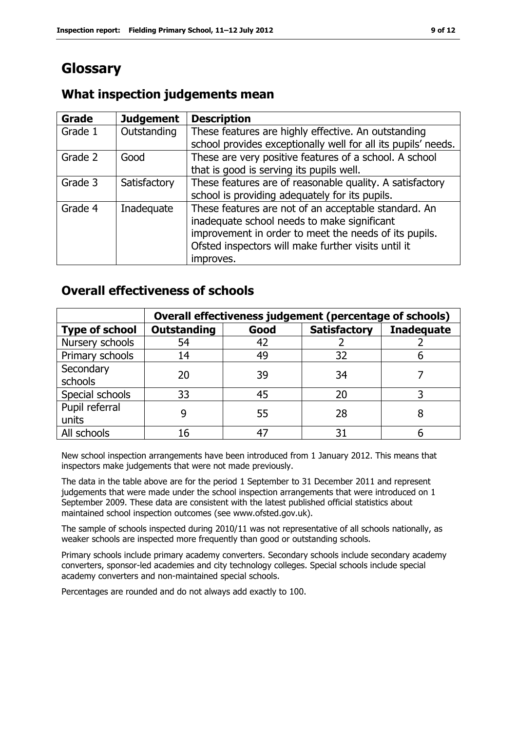# Glossary

## What inspection judgements mean

| Grade | Judgement | Description |
|---|---|---|
| Grade 1 | Outstanding | These features are highly effective. An outstanding school provides exceptionally well for all its pupils' needs. |
| Grade 2 | Good | These are very positive features of a school. A school that is good is serving its pupils well. |
| Grade 3 | Satisfactory | These features are of reasonable quality. A satisfactory school is providing adequately for its pupils. |
| Grade 4 | Inadequate | These features are not of an acceptable standard. An inadequate school needs to make significant improvement in order to meet the needs of its pupils. Ofsted inspectors will make further visits until it improves. |

## Overall effectiveness of schools

| | **Overall effectiveness judgement (percentage of schools)** | | | |
|---|---|---|---|---|
| **Type of school** | **Outstanding** | **Good** | **Satisfactory** | **Inadequate** |
| Nursery schools | 54 | 42 | 2 | 2 |
| Primary schools | 14 | 49 | 32 | 6 |
| Secondary schools | 20 | 39 | 34 | 7 |
| Special schools | 33 | 45 | 20 | 3 |
| Pupil referral units | 9 | 55 | 28 | 8 |
| All schools | 16 | 47 | 31 | 6 |

New school inspection arrangements have been introduced from 1 January 2012. This means that inspectors make judgements that were not made previously.

The data in the table above are for the period 1 September to 31 December 2011 and represent judgements that were made under the school inspection arrangements that were introduced on 1 September 2009. These data are consistent with the latest published official statistics about maintained school inspection outcomes (see www.ofsted.gov.uk).

The sample of schools inspected during 2010/11 was not representative of all schools nationally, as weaker schools are inspected more frequently than good or outstanding schools.

Primary schools include primary academy converters. Secondary schools include secondary academy converters, sponsor-led academies and city technology colleges. Special schools include special academy converters and non-maintained special schools.

Percentages are rounded and do not always add exactly to 100.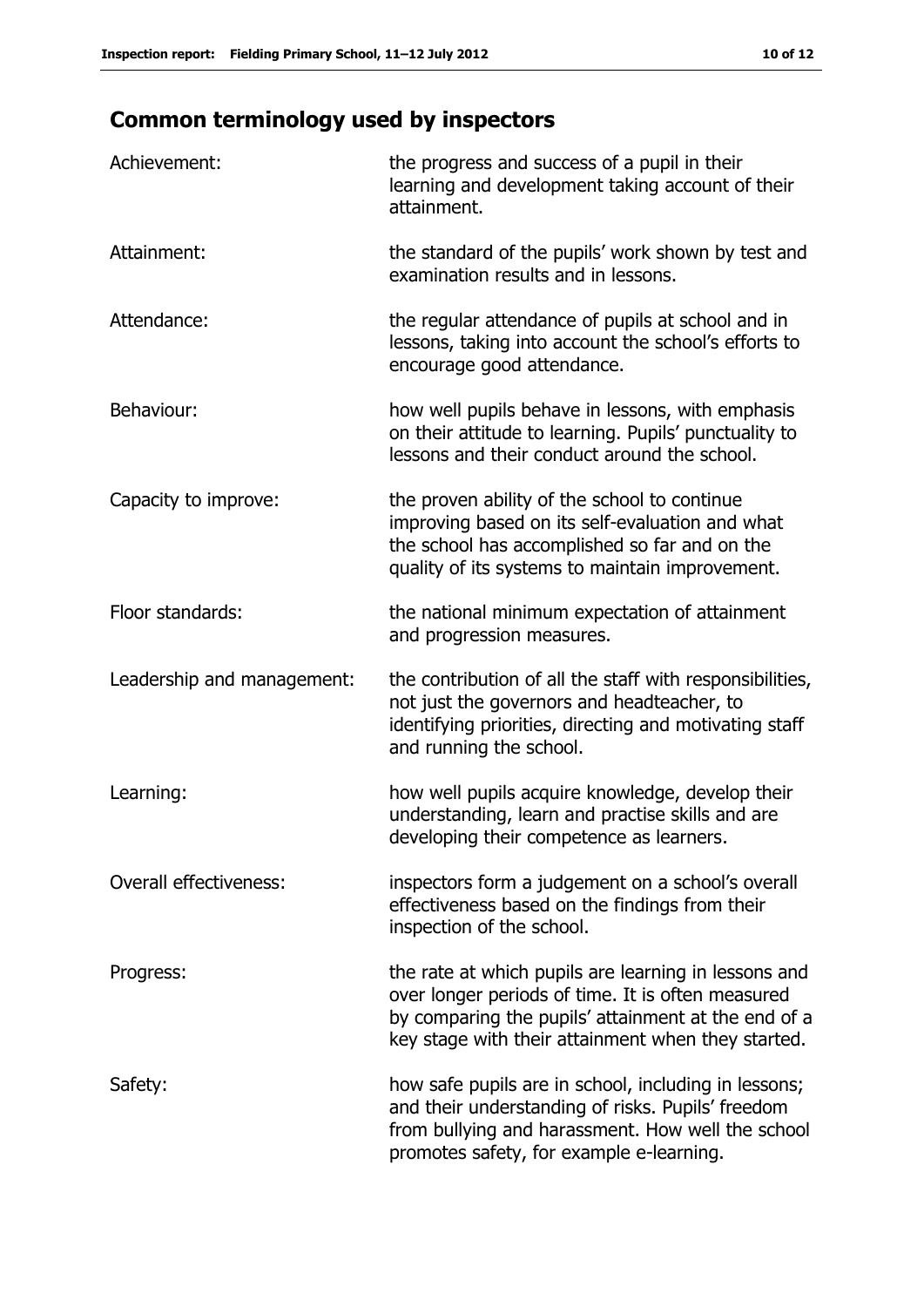## Common terminology used by inspectors

| | |
|---|---|
| Achievement: | the progress and success of a pupil in their learning and development taking account of their attainment. |
| Attainment: | the standard of the pupils' work shown by test and examination results and in lessons. |
| Attendance: | the regular attendance of pupils at school and in lessons, taking into account the school's efforts to encourage good attendance. |
| Behaviour: | how well pupils behave in lessons, with emphasis on their attitude to learning. Pupils' punctuality to lessons and their conduct around the school. |
| Capacity to improve: | the proven ability of the school to continue improving based on its self-evaluation and what the school has accomplished so far and on the quality of its systems to maintain improvement. |
| Floor standards: | the national minimum expectation of attainment and progression measures. |
| Leadership and management: | the contribution of all the staff with responsibilities, not just the governors and headteacher, to identifying priorities, directing and motivating staff and running the school. |
| Learning: | how well pupils acquire knowledge, develop their understanding, learn and practise skills and are developing their competence as learners. |
| Overall effectiveness: | inspectors form a judgement on a school's overall effectiveness based on the findings from their inspection of the school. |
| Progress: | the rate at which pupils are learning in lessons and over longer periods of time. It is often measured by comparing the pupils' attainment at the end of a key stage with their attainment when they started. |
| Safety: | how safe pupils are in school, including in lessons; and their understanding of risks. Pupils' freedom from bullying and harassment. How well the school promotes safety, for example e-learning. |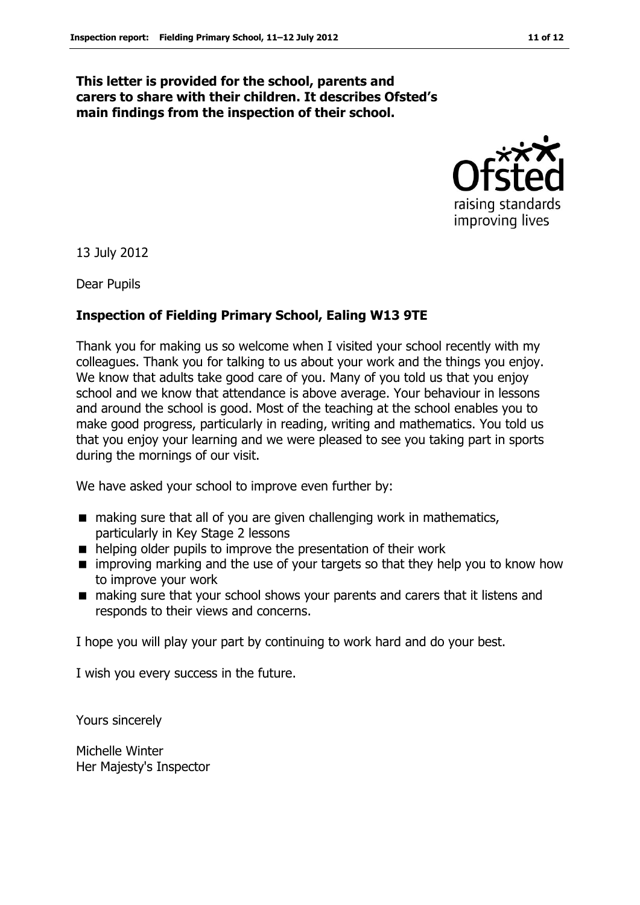**This letter is provided for the school, parents and carers to share with their children. It describes Ofsted's main findings from the inspection of their school.**

13 July 2012

Dear Pupils

**Inspection of Fielding Primary School, Ealing W13 9TE**

Thank you for making us so welcome when I visited your school recently with my colleagues. Thank you for talking to us about your work and the things you enjoy. We know that adults take good care of you. Many of you told us that you enjoy school and we know that attendance is above average. Your behaviour in lessons and around the school is good. Most of the teaching at the school enables you to make good progress, particularly in reading, writing and mathematics. You told us that you enjoy your learning and we were pleased to see you taking part in sports during the mornings of our visit.

We have asked your school to improve even further by:

- making sure that all of you are given challenging work in mathematics, particularly in Key Stage 2 lessons
- helping older pupils to improve the presentation of their work
- improving marking and the use of your targets so that they help you to know how to improve your work
- making sure that your school shows your parents and carers that it listens and responds to their views and concerns.

I hope you will play your part by continuing to work hard and do your best.

I wish you every success in the future.

Yours sincerely

Michelle Winter
Her Majesty's Inspector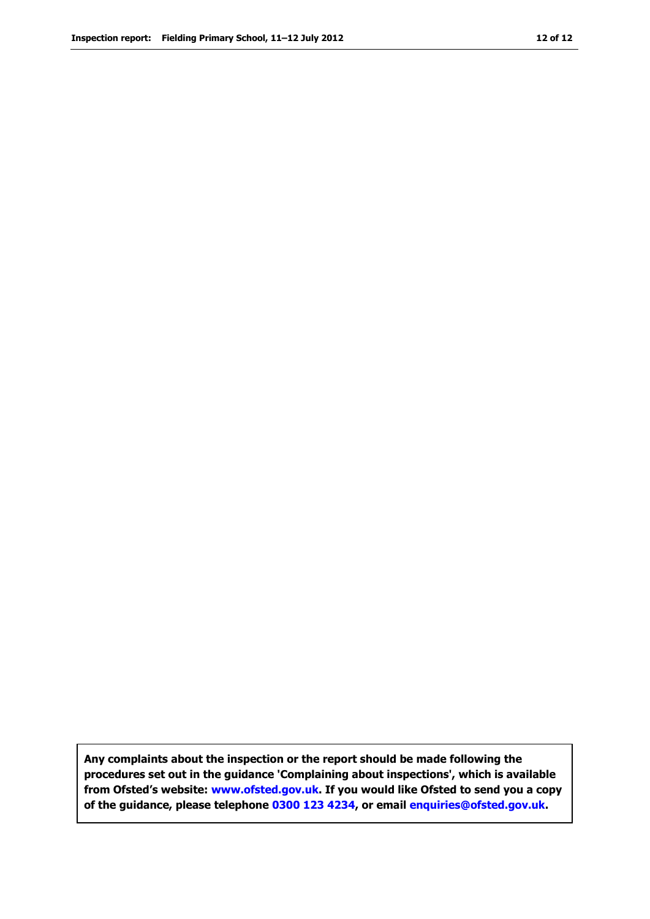**Any complaints about the inspection or the report should be made following the procedures set out in the guidance 'Complaining about inspections', which is available from Ofsted's website: www.ofsted.gov.uk. If you would like Ofsted to send you a copy of the guidance, please telephone 0300 123 4234, or email enquiries@ofsted.gov.uk.**